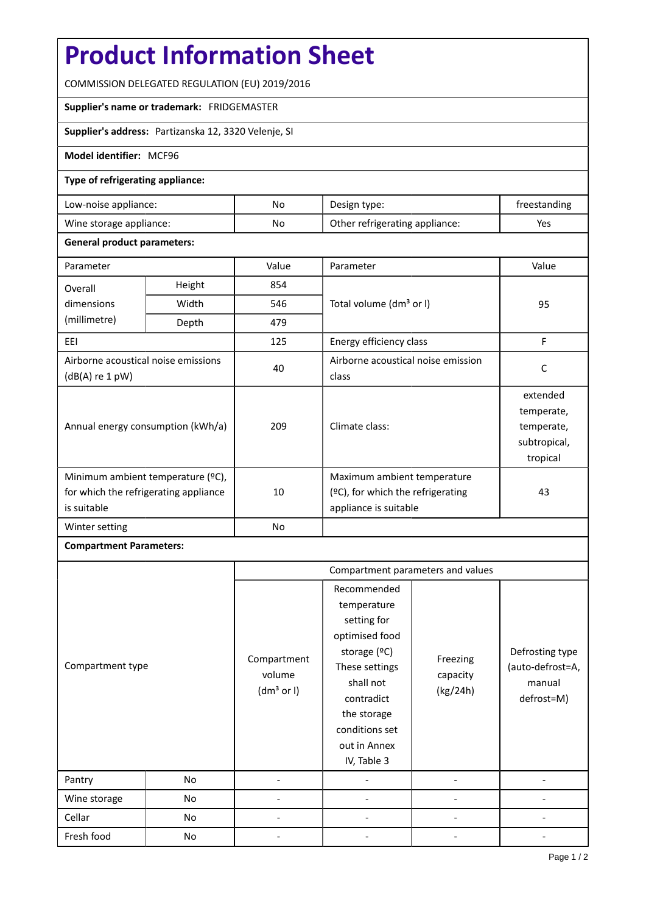# Product Information Sheet

COMMISSION DELEGATED REGULATION (EU) 2019/2016

**Supplier's name or trademark:** FRIDGEMASTER

**Supplier's address:** Partizanska 12, 3320 Velenje, SI

**Model identifier:** MCF96

**Type of refrigerating appliance:**

| | | | |
|---|---|---|---|
| Low-noise appliance: | No | Design type: | freestanding |
| Wine storage appliance: | No | Other refrigerating appliance: | Yes |

**General product parameters:**

| Parameter | | Value | Parameter | Value |
|---|---|---|---|---|
| Overall dimensions (millimetre) | Height | 854 | Total volume (dm³ or l) | 95 |
| | Width | 546 | | |
| | Depth | 479 | | |
| EEI | | 125 | Energy efficiency class | F |
| Airborne acoustical noise emissions (dB(A) re 1 pW) | | 40 | Airborne acoustical noise emission class | C |
| Annual energy consumption (kWh/a) | | 209 | Climate class: | extended temperate, temperate, subtropical, tropical |
| Minimum ambient temperature (ºC), for which the refrigerating appliance is suitable | | 10 | Maximum ambient temperature (ºC), for which the refrigerating appliance is suitable | 43 |
| Winter setting | | No | | |

**Compartment Parameters:**

| Compartment type | | Compartment parameters and values | | | |
|---|---|---|---|---|---|
| | | Compartment volume (dm³ or l) | Recommended temperature setting for optimised food storage (ºC) These settings shall not contradict the storage conditions set out in Annex IV, Table 3 | Freezing capacity (kg/24h) | Defrosting type (auto-defrost=A, manual defrost=M) |
| Pantry | No | - | - | - | - |
| Wine storage | No | - | - | - | - |
| Cellar | No | - | - | - | - |
| Fresh food | No | - | - | - | - |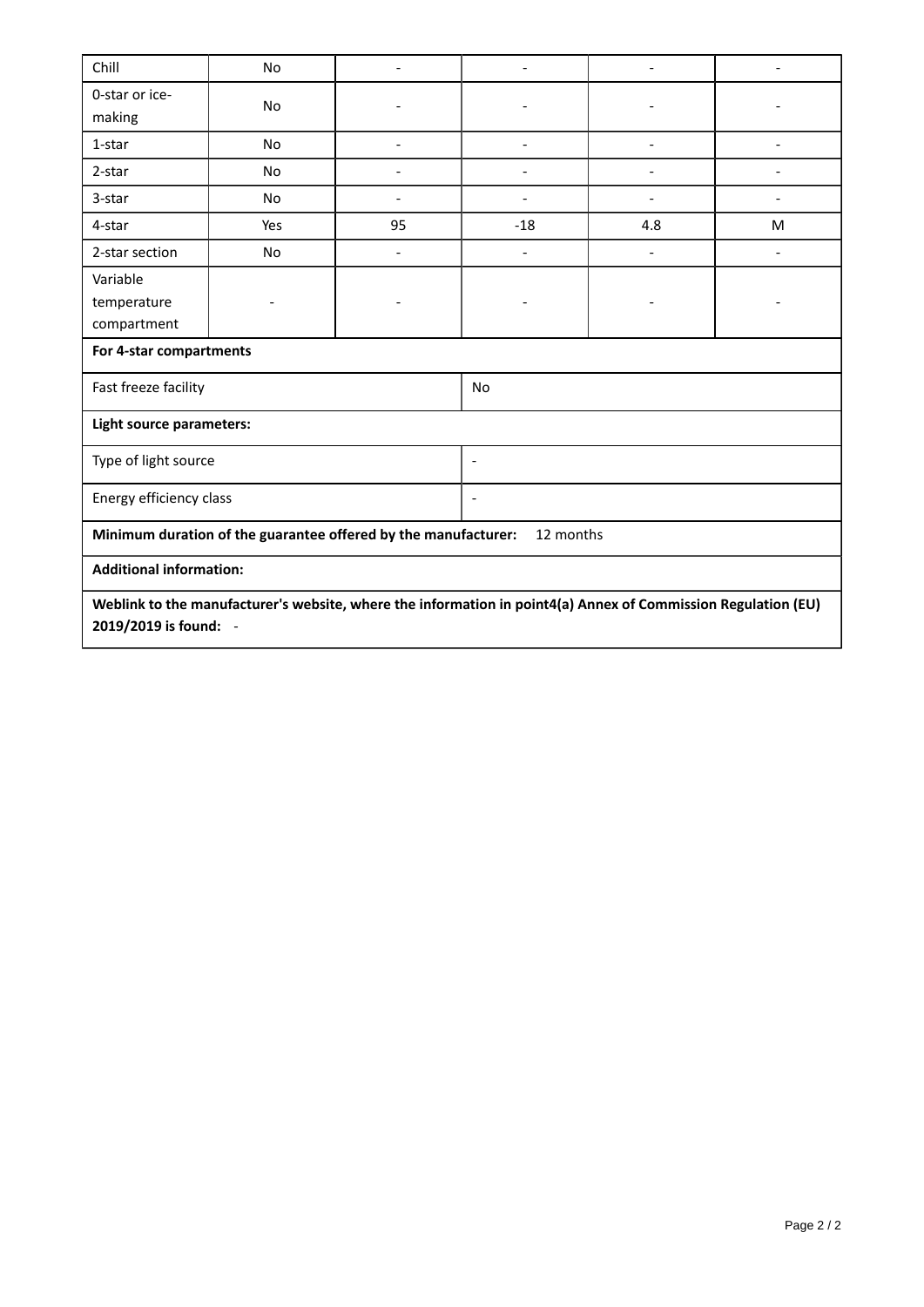| | | | | | |
|---|---|---|---|---|---|
| Chill | No | - | - | - | - |
| 0-star or ice-making | No | - | - | - | - |
| 1-star | No | - | - | - | - |
| 2-star | No | - | - | - | - |
| 3-star | No | - | - | - | - |
| 4-star | Yes | 95 | -18 | 4.8 | M |
| 2-star section | No | - | - | - | - |
| Variable temperature compartment | - | - | - | - | - |

**For 4-star compartments**

| | |
|---|---|
| Fast freeze facility | No |

**Light source parameters:**

| | |
|---|---|
| Type of light source | - |
| Energy efficiency class | - |

**Minimum duration of the guarantee offered by the manufacturer:** 12 months

**Additional information:**

**Weblink to the manufacturer's website, where the information in point4(a) Annex of Commission Regulation (EU) 2019/2019 is found:** -